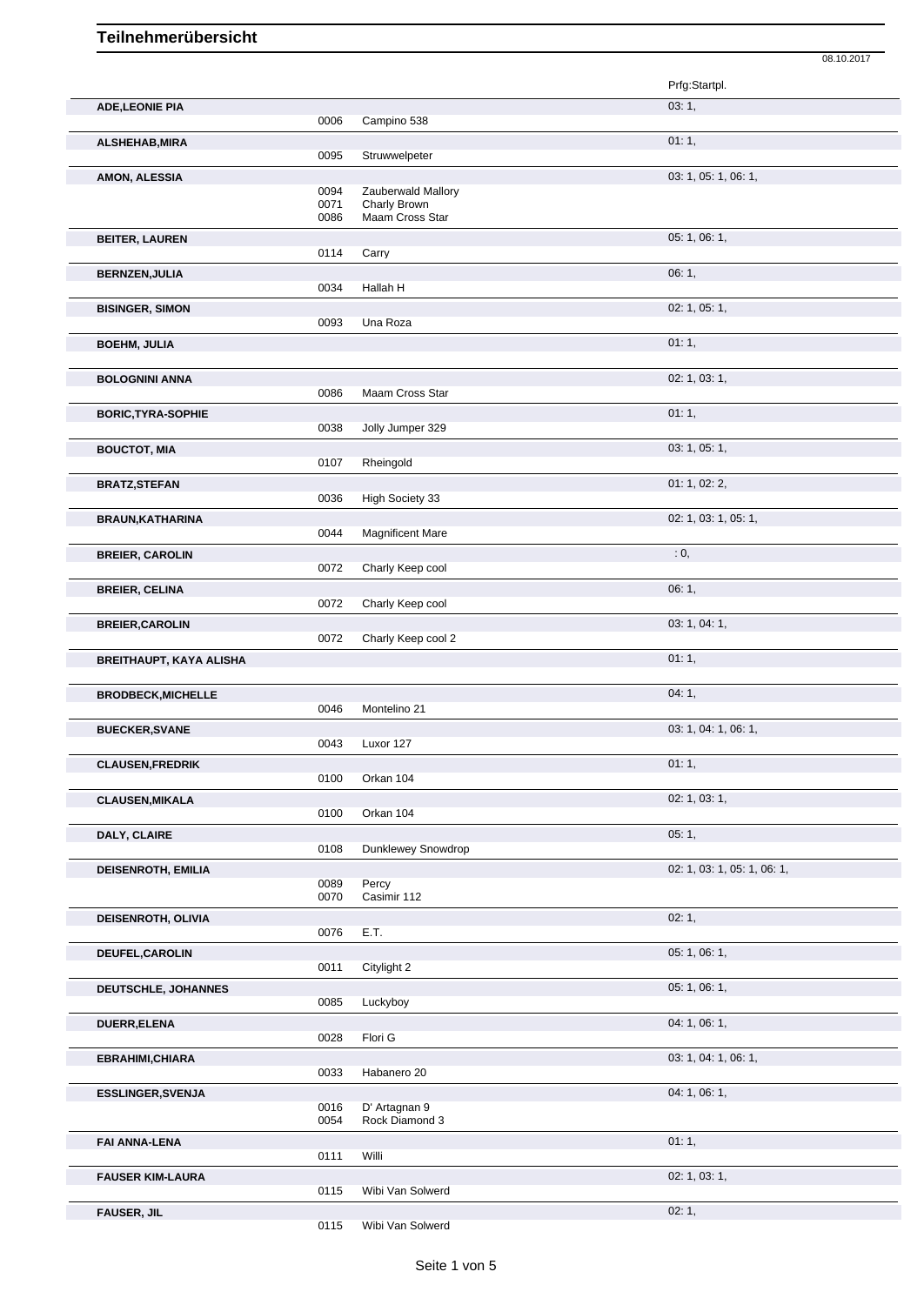# Teilnehmerübersicht

08.10.2017

| Name | Nr. | Pferd | Prfg:Startpl. |
|---|---|---|---|
| ADE,LEONIE PIA | | | 03: 1, |
| | 0006 | Campino 538 | |
| ALSHEHAB,MIRA | | | 01: 1, |
| | 0095 | Struwwelpeter | |
| AMON, ALESSIA | | | 03: 1, 05: 1, 06: 1, |
| | 0094 | Zauberwald Mallory | |
| | 0071 | Charly Brown | |
| | 0086 | Maam Cross Star | |
| BEITER, LAUREN | | | 05: 1, 06: 1, |
| | 0114 | Carry | |
| BERNZEN,JULIA | | | 06: 1, |
| | 0034 | Hallah H | |
| BISINGER, SIMON | | | 02: 1, 05: 1, |
| | 0093 | Una Roza | |
| BOEHM, JULIA | | | 01: 1, |
| BOLOGNINI ANNA | | | 02: 1, 03: 1, |
| | 0086 | Maam Cross Star | |
| BORIC,TYRA-SOPHIE | | | 01: 1, |
| | 0038 | Jolly Jumper 329 | |
| BOUCTOT, MIA | | | 03: 1, 05: 1, |
| | 0107 | Rheingold | |
| BRATZ,STEFAN | | | 01: 1, 02: 2, |
| | 0036 | High Society 33 | |
| BRAUN,KATHARINA | | | 02: 1, 03: 1, 05: 1, |
| | 0044 | Magnificent Mare | |
| BREIER, CAROLIN | | | : 0, |
| | 0072 | Charly Keep cool | |
| BREIER, CELINA | | | 06: 1, |
| | 0072 | Charly Keep cool | |
| BREIER,CAROLIN | | | 03: 1, 04: 1, |
| | 0072 | Charly Keep cool 2 | |
| BREITHAUPT, KAYA ALISHA | | | 01: 1, |
| BRODBECK,MICHELLE | | | 04: 1, |
| | 0046 | Montelino 21 | |
| BUECKER,SVANE | | | 03: 1, 04: 1, 06: 1, |
| | 0043 | Luxor 127 | |
| CLAUSEN,FREDRIK | | | 01: 1, |
| | 0100 | Orkan 104 | |
| CLAUSEN,MIKALA | | | 02: 1, 03: 1, |
| | 0100 | Orkan 104 | |
| DALY, CLAIRE | | | 05: 1, |
| | 0108 | Dunklewey Snowdrop | |
| DEISENROTH, EMILIA | | | 02: 1, 03: 1, 05: 1, 06: 1, |
| | 0089 | Percy | |
| | 0070 | Casimir 112 | |
| DEISENROTH, OLIVIA | | | 02: 1, |
| | 0076 | E.T. | |
| DEUFEL,CAROLIN | | | 05: 1, 06: 1, |
| | 0011 | Citylight 2 | |
| DEUTSCHLE, JOHANNES | | | 05: 1, 06: 1, |
| | 0085 | Luckyboy | |
| DUERR,ELENA | | | 04: 1, 06: 1, |
| | 0028 | Flori G | |
| EBRAHIMI,CHIARA | | | 03: 1, 04: 1, 06: 1, |
| | 0033 | Habanero 20 | |
| ESSLINGER,SVENJA | | | 04: 1, 06: 1, |
| | 0016 | D' Artagnan 9 | |
| | 0054 | Rock Diamond 3 | |
| FAI ANNA-LENA | | | 01: 1, |
| | 0111 | Willi | |
| FAUSER KIM-LAURA | | | 02: 1, 03: 1, |
| | 0115 | Wibi Van Solwerd | |
| FAUSER, JIL | | | 02: 1, |
| | 0115 | Wibi Van Solwerd | |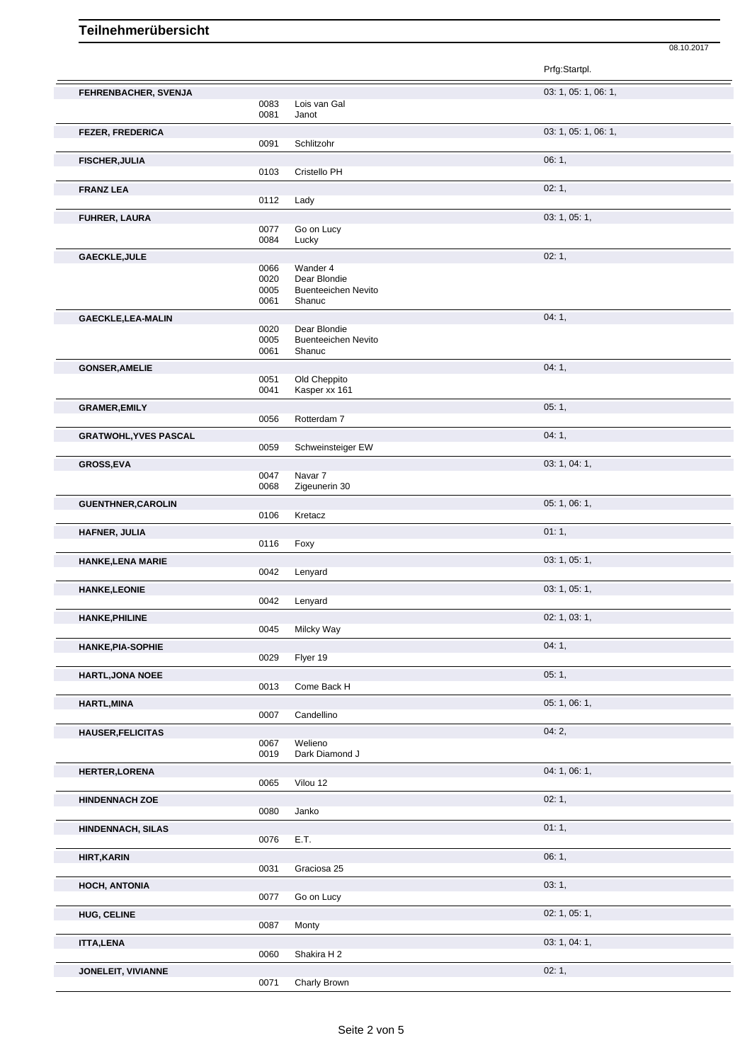# Teilnehmerübersicht

08.10.2017

| Name | Nr. | Pferd | Prfg:Startpl. |
|---|---|---|---|
| **FEHRENBACHER, SVENJA** | | | 03: 1, 05: 1, 06: 1, |
| | 0083 | Lois van Gal | |
| | 0081 | Janot | |
| **FEZER, FREDERICA** | | | 03: 1, 05: 1, 06: 1, |
| | 0091 | Schlitzohr | |
| **FISCHER,JULIA** | | | 06: 1, |
| | 0103 | Cristello PH | |
| **FRANZ LEA** | | | 02: 1, |
| | 0112 | Lady | |
| **FUHRER, LAURA** | | | 03: 1, 05: 1, |
| | 0077 | Go on Lucy | |
| | 0084 | Lucky | |
| **GAECKLE,JULE** | | | 02: 1, |
| | 0066 | Wander 4 | |
| | 0020 | Dear Blondie | |
| | 0005 | Buenteeichen Nevito | |
| | 0061 | Shanuc | |
| **GAECKLE,LEA-MALIN** | | | 04: 1, |
| | 0020 | Dear Blondie | |
| | 0005 | Buenteeichen Nevito | |
| | 0061 | Shanuc | |
| **GONSER,AMELIE** | | | 04: 1, |
| | 0051 | Old Cheppito | |
| | 0041 | Kasper xx 161 | |
| **GRAMER,EMILY** | | | 05: 1, |
| | 0056 | Rotterdam 7 | |
| **GRATWOHL,YVES PASCAL** | | | 04: 1, |
| | 0059 | Schweinsteiger EW | |
| **GROSS,EVA** | | | 03: 1, 04: 1, |
| | 0047 | Navar 7 | |
| | 0068 | Zigeunerin 30 | |
| **GUENTHNER,CAROLIN** | | | 05: 1, 06: 1, |
| | 0106 | Kretacz | |
| **HAFNER, JULIA** | | | 01: 1, |
| | 0116 | Foxy | |
| **HANKE,LENA MARIE** | | | 03: 1, 05: 1, |
| | 0042 | Lenyard | |
| **HANKE,LEONIE** | | | 03: 1, 05: 1, |
| | 0042 | Lenyard | |
| **HANKE,PHILINE** | | | 02: 1, 03: 1, |
| | 0045 | Milcky Way | |
| **HANKE,PIA-SOPHIE** | | | 04: 1, |
| | 0029 | Flyer 19 | |
| **HARTL,JONA NOEE** | | | 05: 1, |
| | 0013 | Come Back H | |
| **HARTL,MINA** | | | 05: 1, 06: 1, |
| | 0007 | Candellino | |
| **HAUSER,FELICITAS** | | | 04: 2, |
| | 0067 | Welieno | |
| | 0019 | Dark Diamond J | |
| **HERTER,LORENA** | | | 04: 1, 06: 1, |
| | 0065 | Vilou 12 | |
| **HINDENNACH ZOE** | | | 02: 1, |
| | 0080 | Janko | |
| **HINDENNACH, SILAS** | | | 01: 1, |
| | 0076 | E.T. | |
| **HIRT,KARIN** | | | 06: 1, |
| | 0031 | Graciosa 25 | |
| **HOCH, ANTONIA** | | | 03: 1, |
| | 0077 | Go on Lucy | |
| **HUG, CELINE** | | | 02: 1, 05: 1, |
| | 0087 | Monty | |
| **ITTA,LENA** | | | 03: 1, 04: 1, |
| | 0060 | Shakira H 2 | |
| **JONELEIT, VIVIANNE** | | | 02: 1, |
| | 0071 | Charly Brown | |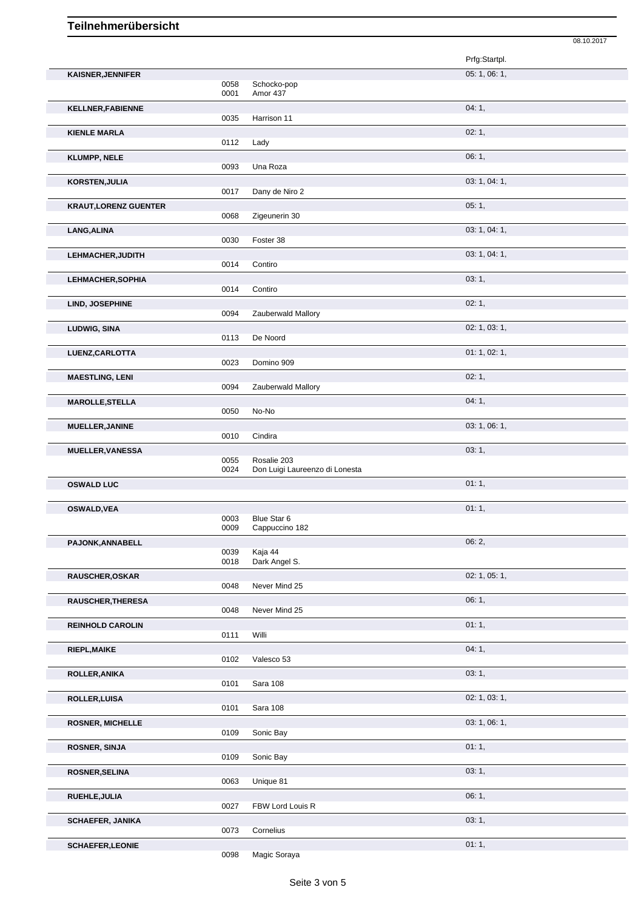# Teilnehmerübersicht

08.10.2017

| Teilnehmer | Nr. | Pferd | Prfg:Startpl. |
|---|---|---|---|
| **KAISNER,JENNIFER** | | | 05: 1, 06: 1, |
| | 0058 | Schocko-pop | |
| | 0001 | Amor 437 | |
| **KELLNER,FABIENNE** | | | 04: 1, |
| | 0035 | Harrison 11 | |
| **KIENLE MARLA** | | | 02: 1, |
| | 0112 | Lady | |
| **KLUMPP, NELE** | | | 06: 1, |
| | 0093 | Una Roza | |
| **KORSTEN,JULIA** | | | 03: 1, 04: 1, |
| | 0017 | Dany de Niro 2 | |
| **KRAUT,LORENZ GUENTER** | | | 05: 1, |
| | 0068 | Zigeunerin 30 | |
| **LANG,ALINA** | | | 03: 1, 04: 1, |
| | 0030 | Foster 38 | |
| **LEHMACHER,JUDITH** | | | 03: 1, 04: 1, |
| | 0014 | Contiro | |
| **LEHMACHER,SOPHIA** | | | 03: 1, |
| | 0014 | Contiro | |
| **LIND, JOSEPHINE** | | | 02: 1, |
| | 0094 | Zauberwald Mallory | |
| **LUDWIG, SINA** | | | 02: 1, 03: 1, |
| | 0113 | De Noord | |
| **LUENZ,CARLOTTA** | | | 01: 1, 02: 1, |
| | 0023 | Domino 909 | |
| **MAESTLING, LENI** | | | 02: 1, |
| | 0094 | Zauberwald Mallory | |
| **MAROLLE,STELLA** | | | 04: 1, |
| | 0050 | No-No | |
| **MUELLER,JANINE** | | | 03: 1, 06: 1, |
| | 0010 | Cindira | |
| **MUELLER,VANESSA** | | | 03: 1, |
| | 0055 | Rosalie 203 | |
| | 0024 | Don Luigi Laureenzo di Lonesta | |
| **OSWALD LUC** | | | 01: 1, |
| **OSWALD,VEA** | | | 01: 1, |
| | 0003 | Blue Star 6 | |
| | 0009 | Cappuccino 182 | |
| **PAJONK,ANNABELL** | | | 06: 2, |
| | 0039 | Kaja 44 | |
| | 0018 | Dark Angel S. | |
| **RAUSCHER,OSKAR** | | | 02: 1, 05: 1, |
| | 0048 | Never Mind 25 | |
| **RAUSCHER,THERESA** | | | 06: 1, |
| | 0048 | Never Mind 25 | |
| **REINHOLD CAROLIN** | | | 01: 1, |
| | 0111 | Willi | |
| **RIEPL,MAIKE** | | | 04: 1, |
| | 0102 | Valesco 53 | |
| **ROLLER,ANIKA** | | | 03: 1, |
| | 0101 | Sara 108 | |
| **ROLLER,LUISA** | | | 02: 1, 03: 1, |
| | 0101 | Sara 108 | |
| **ROSNER, MICHELLE** | | | 03: 1, 06: 1, |
| | 0109 | Sonic Bay | |
| **ROSNER, SINJA** | | | 01: 1, |
| | 0109 | Sonic Bay | |
| **ROSNER,SELINA** | | | 03: 1, |
| | 0063 | Unique 81 | |
| **RUEHLE,JULIA** | | | 06: 1, |
| | 0027 | FBW Lord Louis R | |
| **SCHAEFER, JANIKA** | | | 03: 1, |
| | 0073 | Cornelius | |
| **SCHAEFER,LEONIE** | | | 01: 1, |
| | 0098 | Magic Soraya | |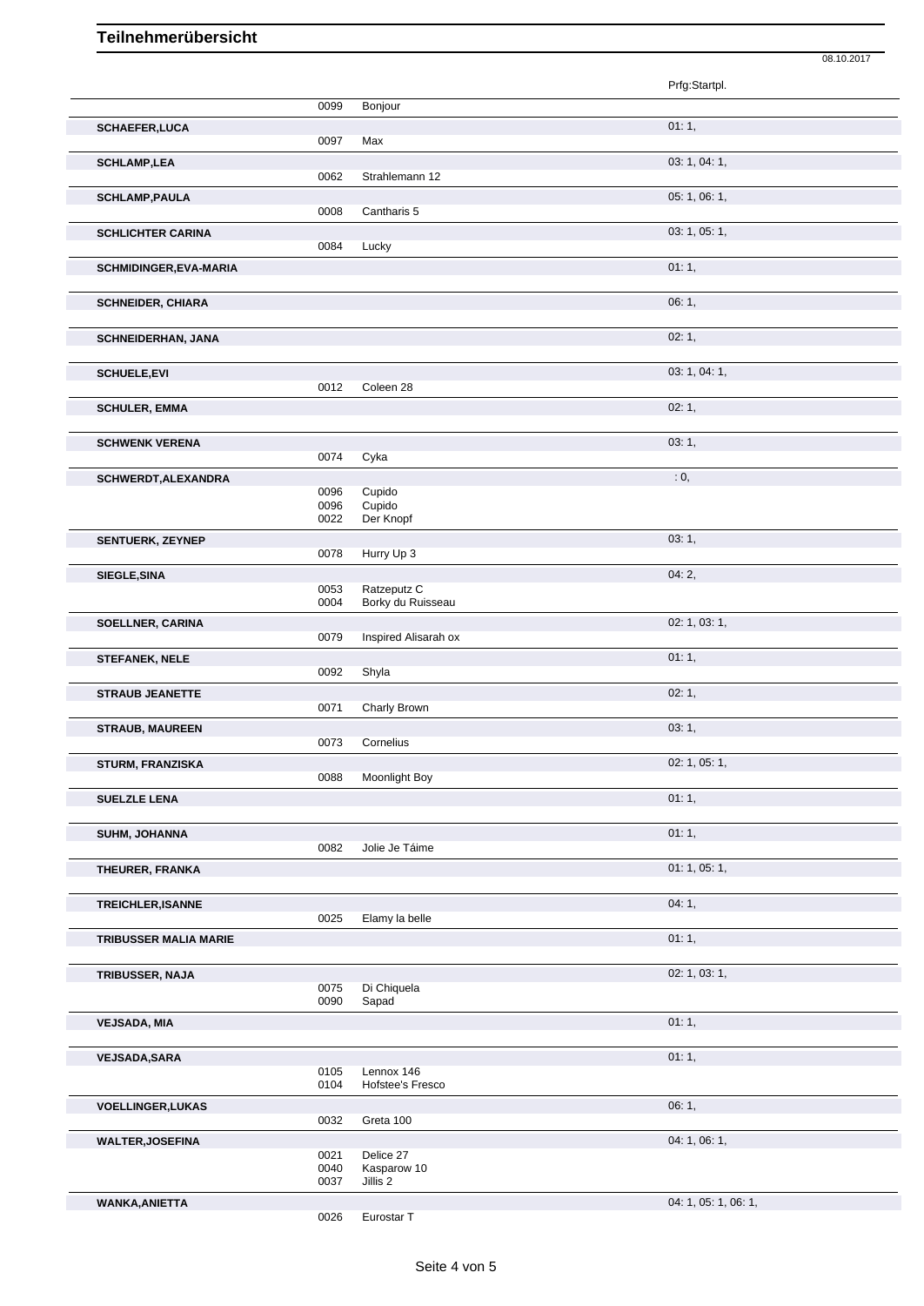# Teilnehmerübersicht

08.10.2017

| Name | Nr. | Pferd | Prfg:Startpl. |
|---|---|---|---|
| | 0099 | Bonjour | |
| **SCHAEFER,LUCA** | | | 01: 1, |
| | 0097 | Max | |
| **SCHLAMP,LEA** | | | 03: 1, 04: 1, |
| | 0062 | Strahlemann 12 | |
| **SCHLAMP,PAULA** | | | 05: 1, 06: 1, |
| | 0008 | Cantharis 5 | |
| **SCHLICHTER CARINA** | | | 03: 1, 05: 1, |
| | 0084 | Lucky | |
| **SCHMIDINGER,EVA-MARIA** | | | 01: 1, |
| **SCHNEIDER, CHIARA** | | | 06: 1, |
| **SCHNEIDERHAN, JANA** | | | 02: 1, |
| **SCHUELE,EVI** | | | 03: 1, 04: 1, |
| | 0012 | Coleen 28 | |
| **SCHULER, EMMA** | | | 02: 1, |
| **SCHWENK VERENA** | | | 03: 1, |
| | 0074 | Cyka | |
| **SCHWERDT,ALEXANDRA** | | | : 0, |
| | 0096 | Cupido | |
| | 0096 | Cupido | |
| | 0022 | Der Knopf | |
| **SENTUERK, ZEYNEP** | | | 03: 1, |
| | 0078 | Hurry Up 3 | |
| **SIEGLE,SINA** | | | 04: 2, |
| | 0053 | Ratzeputz C | |
| | 0004 | Borky du Ruisseau | |
| **SOELLNER, CARINA** | | | 02: 1, 03: 1, |
| | 0079 | Inspired Alisarah ox | |
| **STEFANEK, NELE** | | | 01: 1, |
| | 0092 | Shyla | |
| **STRAUB JEANETTE** | | | 02: 1, |
| | 0071 | Charly Brown | |
| **STRAUB, MAUREEN** | | | 03: 1, |
| | 0073 | Cornelius | |
| **STURM, FRANZISKA** | | | 02: 1, 05: 1, |
| | 0088 | Moonlight Boy | |
| **SUELZLE LENA** | | | 01: 1, |
| **SUHM, JOHANNA** | | | 01: 1, |
| | 0082 | Jolie Je Táime | |
| **THEURER, FRANKA** | | | 01: 1, 05: 1, |
| **TREICHLER,ISANNE** | | | 04: 1, |
| | 0025 | Elamy la belle | |
| **TRIBUSSER MALIA MARIE** | | | 01: 1, |
| **TRIBUSSER, NAJA** | | | 02: 1, 03: 1, |
| | 0075 | Di Chiquela | |
| | 0090 | Sapad | |
| **VEJSADA, MIA** | | | 01: 1, |
| **VEJSADA,SARA** | | | 01: 1, |
| | 0105 | Lennox 146 | |
| | 0104 | Hofstee's Fresco | |
| **VOELLINGER,LUKAS** | | | 06: 1, |
| | 0032 | Greta 100 | |
| **WALTER,JOSEFINA** | | | 04: 1, 06: 1, |
| | 0021 | Delice 27 | |
| | 0040 | Kasparow 10 | |
| | 0037 | Jillis 2 | |
| **WANKA,ANIETTA** | | | 04: 1, 05: 1, 06: 1, |
| | 0026 | Eurostar T | |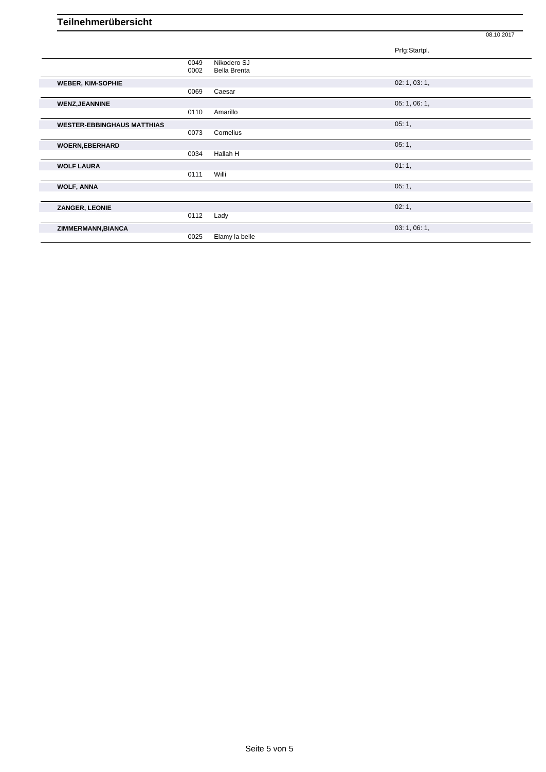## Teilnehmerübersicht

08.10.2017

| | | | Prfg:Startpl. |
|---|---|---|---|
| | 0049 | Nikodero SJ | |
| | 0002 | Bella Brenta | |
| **WEBER, KIM-SOPHIE** | | | 02: 1, 03: 1, |
| | 0069 | Caesar | |
| **WENZ,JEANNINE** | | | 05: 1, 06: 1, |
| | 0110 | Amarillo | |
| **WESTER-EBBINGHAUS MATTHIAS** | | | 05: 1, |
| | 0073 | Cornelius | |
| **WOERN,EBERHARD** | | | 05: 1, |
| | 0034 | Hallah H | |
| **WOLF LAURA** | | | 01: 1, |
| | 0111 | Willi | |
| **WOLF, ANNA** | | | 05: 1, |
| **ZANGER, LEONIE** | | | 02: 1, |
| | 0112 | Lady | |
| **ZIMMERMANN,BIANCA** | | | 03: 1, 06: 1, |
| | 0025 | Elamy la belle | |